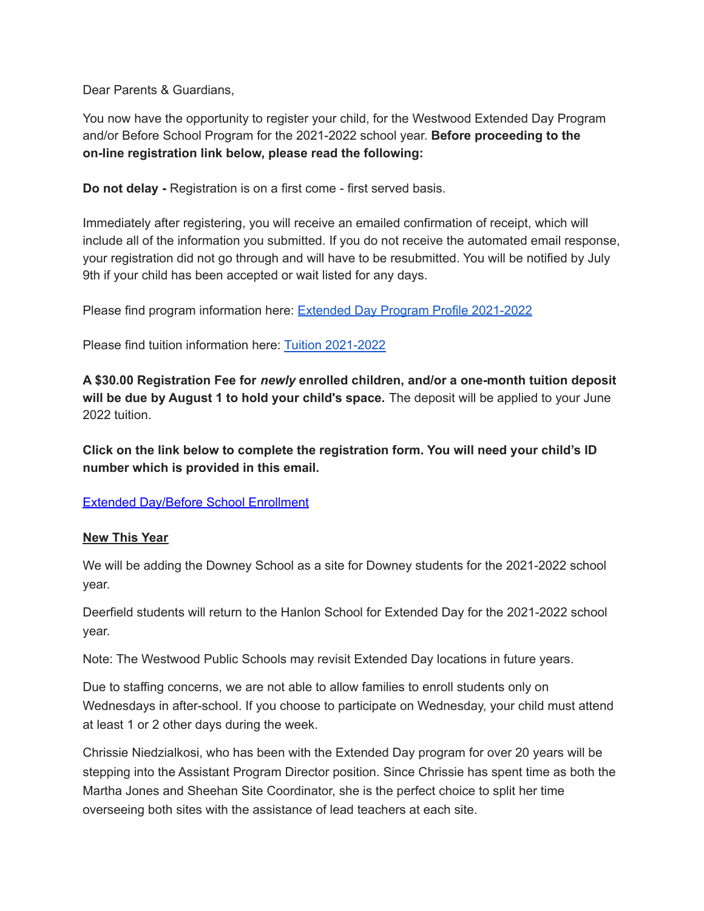Dear Parents & Guardians,

You now have the opportunity to register your child, for the Westwood Extended Day Program and/or Before School Program for the 2021-2022 school year. **Before proceeding to the on-line registration link below, please read the following:**

**Do not delay -** Registration is on a first come - first served basis.

Immediately after registering, you will receive an emailed confirmation of receipt, which will include all of the information you submitted. If you do not receive the automated email response, your registration did not go through and will have to be resubmitted. You will be notified by July 9th if your child has been accepted or wait listed for any days.

Please find program information here: [Extended Day Program Profile 2021-2022]()

Please find tuition information here: [Tuition 2021-2022]()

**A $30.00 Registration Fee for *newly* enrolled children, and/or a one-month tuition deposit will be due by August 1 to hold your child's space.** The deposit will be applied to your June 2022 tuition.

**Click on the link below to complete the registration form. You will need your child's ID number which is provided in this email.**

[Extended Day/Before School Enrollment]()

**<u>New This Year</u>**

We will be adding the Downey School as a site for Downey students for the 2021-2022 school year.

Deerfield students will return to the Hanlon School for Extended Day for the 2021-2022 school year.

Note: The Westwood Public Schools may revisit Extended Day locations in future years.

Due to staffing concerns, we are not able to allow families to enroll students only on Wednesdays in after-school. If you choose to participate on Wednesday, your child must attend at least 1 or 2 other days during the week.

Chrissie Niedzialkosi, who has been with the Extended Day program for over 20 years will be stepping into the Assistant Program Director position. Since Chrissie has spent time as both the Martha Jones and Sheehan Site Coordinator, she is the perfect choice to split her time overseeing both sites with the assistance of lead teachers at each site.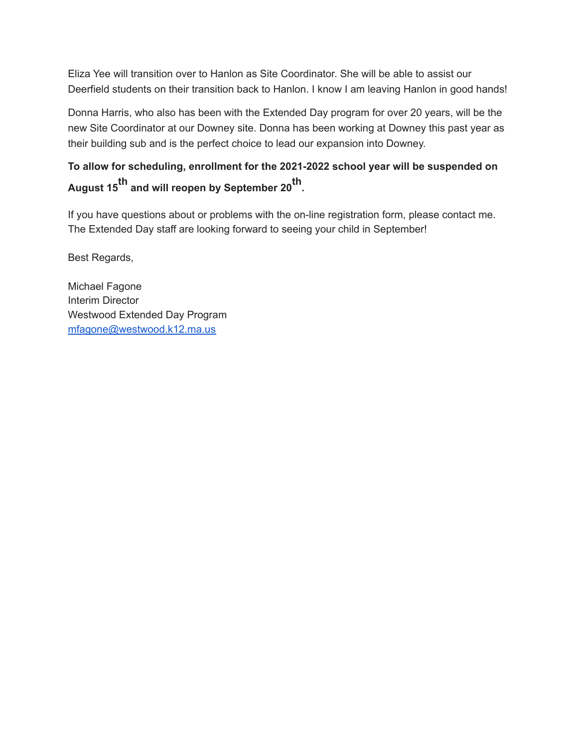Eliza Yee will transition over to Hanlon as Site Coordinator. She will be able to assist our Deerfield students on their transition back to Hanlon. I know I am leaving Hanlon in good hands!

Donna Harris, who also has been with the Extended Day program for over 20 years, will be the new Site Coordinator at our Downey site. Donna has been working at Downey this past year as their building sub and is the perfect choice to lead our expansion into Downey.

**To allow for scheduling, enrollment for the 2021-2022 school year will be suspended on August 15th and will reopen by September 20th.**

If you have questions about or problems with the on-line registration form, please contact me. The Extended Day staff are looking forward to seeing your child in September!

Best Regards,

Michael Fagone
Interim Director
Westwood Extended Day Program
mfagone@westwood.k12.ma.us